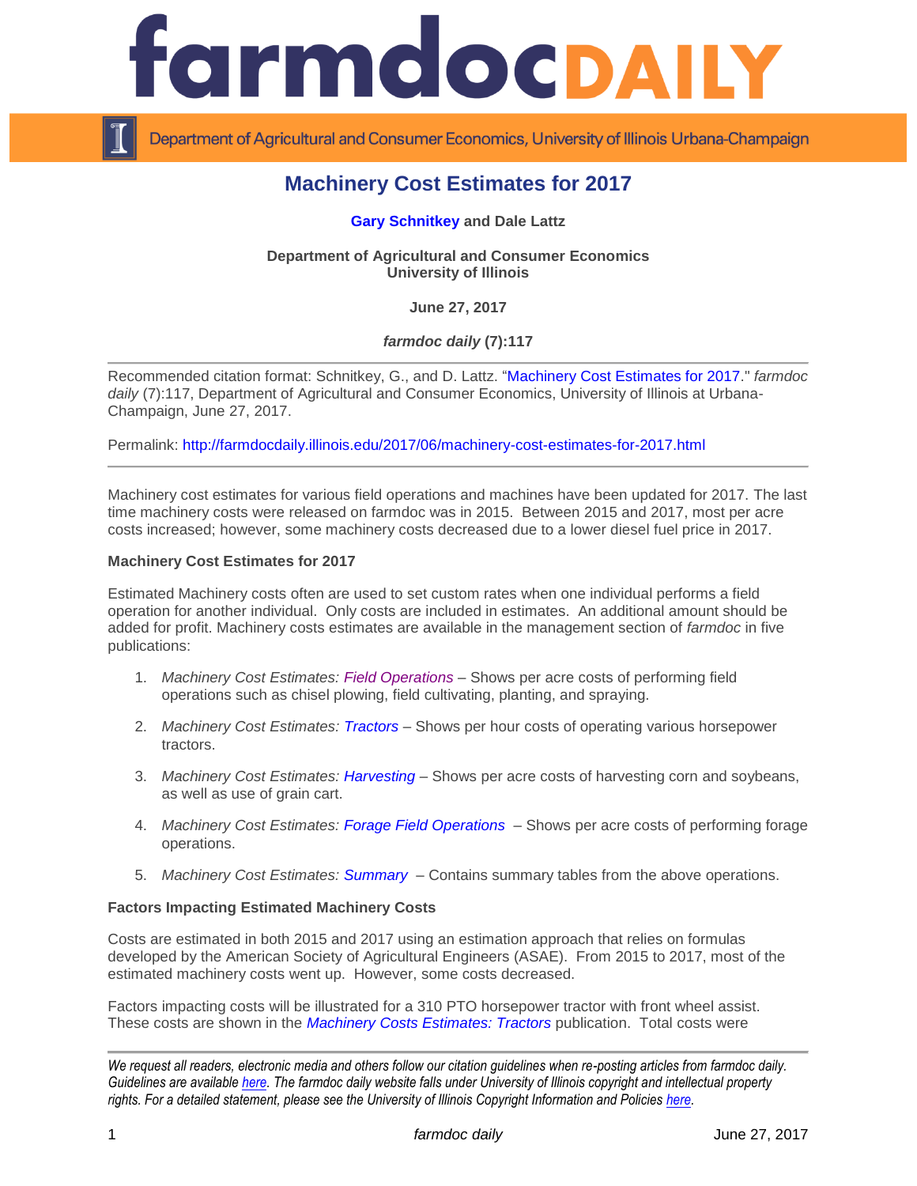# Machinery Cost Estimates for 2017

**Gary Schnitkey and Dale Lattz**

**Department of Agricultural and Consumer Economics**
**University of Illinois**

**June 27, 2017**

***farmdoc daily* (7):117**

Recommended citation format: Schnitkey, G., and D. Lattz. "Machinery Cost Estimates for 2017." *farmdoc daily* (7):117, Department of Agricultural and Consumer Economics, University of Illinois at Urbana-Champaign, June 27, 2017.

Permalink: http://farmdocdaily.illinois.edu/2017/06/machinery-cost-estimates-for-2017.html

Machinery cost estimates for various field operations and machines have been updated for 2017. The last time machinery costs were released on farmdoc was in 2015. Between 2015 and 2017, most per acre costs increased; however, some machinery costs decreased due to a lower diesel fuel price in 2017.

### Machinery Cost Estimates for 2017

Estimated Machinery costs often are used to set custom rates when one individual performs a field operation for another individual. Only costs are included in estimates. An additional amount should be added for profit. Machinery costs estimates are available in the management section of *farmdoc* in five publications:

1. *Machinery Cost Estimates: Field Operations* – Shows per acre costs of performing field operations such as chisel plowing, field cultivating, planting, and spraying.
2. *Machinery Cost Estimates: Tractors* – Shows per hour costs of operating various horsepower tractors.
3. *Machinery Cost Estimates: Harvesting* – Shows per acre costs of harvesting corn and soybeans, as well as use of grain cart.
4. *Machinery Cost Estimates: Forage Field Operations* – Shows per acre costs of performing forage operations.
5. *Machinery Cost Estimates: Summary* – Contains summary tables from the above operations.

### Factors Impacting Estimated Machinery Costs

Costs are estimated in both 2015 and 2017 using an estimation approach that relies on formulas developed by the American Society of Agricultural Engineers (ASAE). From 2015 to 2017, most of the estimated machinery costs went up. However, some costs decreased.

Factors impacting costs will be illustrated for a 310 PTO horsepower tractor with front wheel assist. These costs are shown in the *Machinery Costs Estimates: Tractors* publication. Total costs were

*We request all readers, electronic media and others follow our citation guidelines when re-posting articles from farmdoc daily. Guidelines are available here. The farmdoc daily website falls under University of Illinois copyright and intellectual property rights. For a detailed statement, please see the University of Illinois Copyright Information and Policies here.*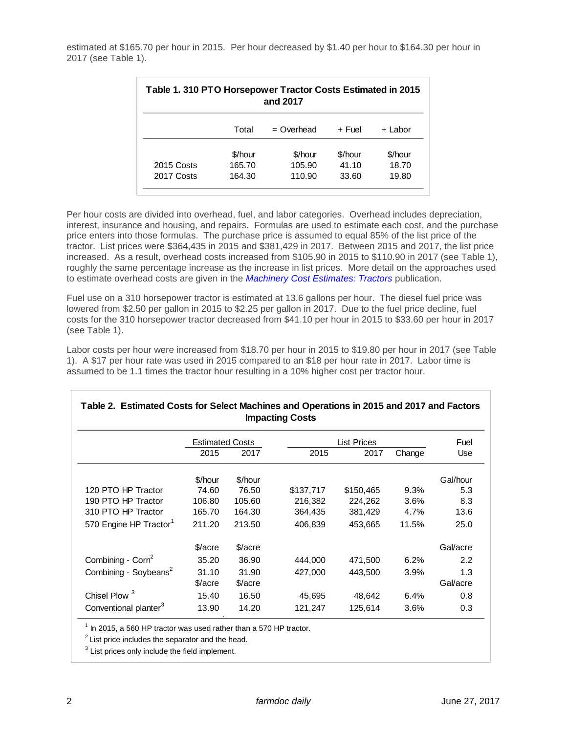estimated at $165.70 per hour in 2015. Per hour decreased by $1.40 per hour to $164.30 per hour in 2017 (see Table 1).

**Table 1. 310 PTO Horsepower Tractor Costs Estimated in 2015 and 2017**

| | Total | = Overhead | + Fuel | + Labor |
|---|---|---|---|---|
| | $/hour | $/hour | $/hour | $/hour |
| 2015 Costs | 165.70 | 105.90 | 41.10 | 18.70 |
| 2017 Costs | 164.30 | 110.90 | 33.60 | 19.80 |

Per hour costs are divided into overhead, fuel, and labor categories. Overhead includes depreciation, interest, insurance and housing, and repairs. Formulas are used to estimate each cost, and the purchase price enters into those formulas. The purchase price is assumed to equal 85% of the list price of the tractor. List prices were $364,435 in 2015 and $381,429 in 2017. Between 2015 and 2017, the list price increased. As a result, overhead costs increased from $105.90 in 2015 to $110.90 in 2017 (see Table 1), roughly the same percentage increase as the increase in list prices. More detail on the approaches used to estimate overhead costs are given in the *Machinery Cost Estimates: Tractors* publication.

Fuel use on a 310 horsepower tractor is estimated at 13.6 gallons per hour. The diesel fuel price was lowered from $2.50 per gallon in 2015 to $2.25 per gallon in 2017. Due to the fuel price decline, fuel costs for the 310 horsepower tractor decreased from $41.10 per hour in 2015 to $33.60 per hour in 2017 (see Table 1).

Labor costs per hour were increased from $18.70 per hour in 2015 to $19.80 per hour in 2017 (see Table 1). A $17 per hour rate was used in 2015 compared to an $18 per hour rate in 2017. Labor time is assumed to be 1.1 times the tractor hour resulting in a 10% higher cost per tractor hour.

**Table 2. Estimated Costs for Select Machines and Operations in 2015 and 2017 and Factors Impacting Costs**

| | Estimated Costs | | List Prices | | | Fuel |
|---|---|---|---|---|---|---|
| | 2015 | 2017 | 2015 | 2017 | Change | Use |
| | $/hour | $/hour | | | | Gal/hour |
| 120 PTO HP Tractor | 74.60 | 76.50 | $137,717 | $150,465 | 9.3% | 5.3 |
| 190 PTO HP Tractor | 106.80 | 105.60 | 216,382 | 224,262 | 3.6% | 8.3 |
| 310 PTO HP Tractor | 165.70 | 164.30 | 364,435 | 381,429 | 4.7% | 13.6 |
| 570 Engine HP Tractor[1] | 211.20 | 213.50 | 406,839 | 453,665 | 11.5% | 25.0 |
| | $/acre | $/acre | | | | Gal/acre |
| Combining - Corn[2] | 35.20 | 36.90 | 444,000 | 471,500 | 6.2% | 2.2 |
| Combining - Soybeans[2] | 31.10 | 31.90 | 427,000 | 443,500 | 3.9% | 1.3 |
| | $/acre | $/acre | | | | Gal/acre |
| Chisel Plow [3] | 15.40 | 16.50 | 45,695 | 48,642 | 6.4% | 0.8 |
| Conventional planter[3] | 13.90 | 14.20 | 121,247 | 125,614 | 3.6% | 0.3 |

[1] In 2015, a 560 HP tractor was used rather than a 570 HP tractor.

[2] List price includes the separator and the head.

[3] List prices only include the field implement.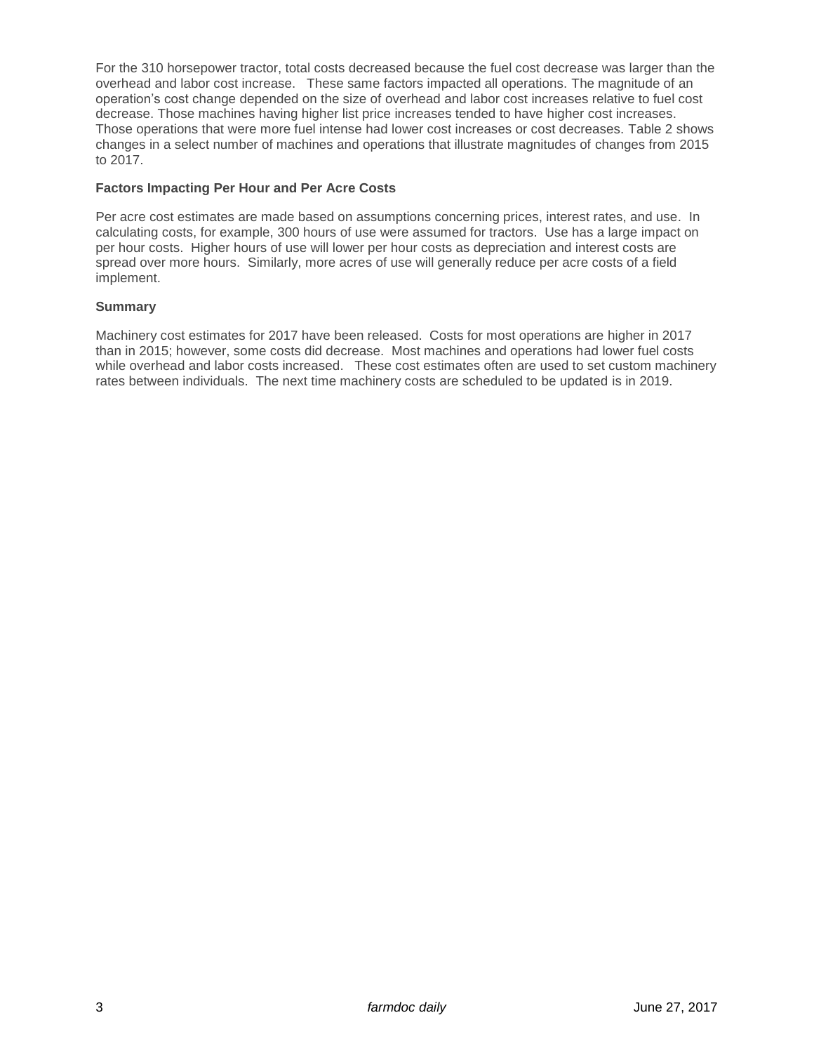For the 310 horsepower tractor, total costs decreased because the fuel cost decrease was larger than the overhead and labor cost increase. These same factors impacted all operations. The magnitude of an operation's cost change depended on the size of overhead and labor cost increases relative to fuel cost decrease. Those machines having higher list price increases tended to have higher cost increases. Those operations that were more fuel intense had lower cost increases or cost decreases. Table 2 shows changes in a select number of machines and operations that illustrate magnitudes of changes from 2015 to 2017.

**Factors Impacting Per Hour and Per Acre Costs**

Per acre cost estimates are made based on assumptions concerning prices, interest rates, and use. In calculating costs, for example, 300 hours of use were assumed for tractors. Use has a large impact on per hour costs. Higher hours of use will lower per hour costs as depreciation and interest costs are spread over more hours. Similarly, more acres of use will generally reduce per acre costs of a field implement.

**Summary**

Machinery cost estimates for 2017 have been released. Costs for most operations are higher in 2017 than in 2015; however, some costs did decrease. Most machines and operations had lower fuel costs while overhead and labor costs increased. These cost estimates often are used to set custom machinery rates between individuals. The next time machinery costs are scheduled to be updated is in 2019.